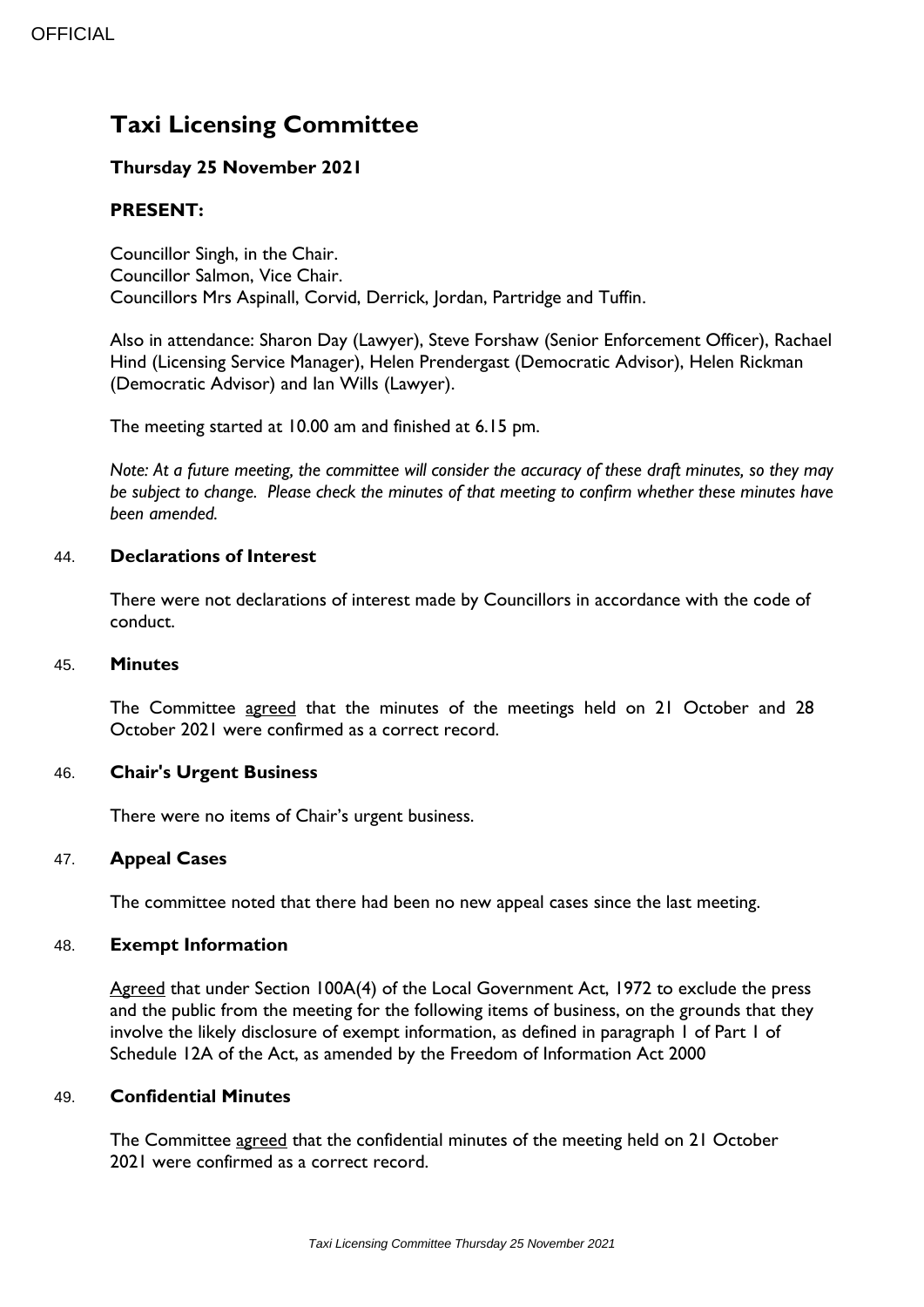# Taxi Licensing Committee

**Thursday 25 November 2021**

**PRESENT:**

Councillor Singh, in the Chair.
Councillor Salmon, Vice Chair.
Councillors Mrs Aspinall, Corvid, Derrick, Jordan, Partridge and Tuffin.

Also in attendance: Sharon Day (Lawyer), Steve Forshaw (Senior Enforcement Officer), Rachael Hind (Licensing Service Manager), Helen Prendergast (Democratic Advisor), Helen Rickman (Democratic Advisor) and Ian Wills (Lawyer).

The meeting started at 10.00 am and finished at 6.15 pm.

*Note: At a future meeting, the committee will consider the accuracy of these draft minutes, so they may be subject to change. Please check the minutes of that meeting to confirm whether these minutes have been amended.*

## 44. Declarations of Interest

There were not declarations of interest made by Councillors in accordance with the code of conduct.

## 45. Minutes

The Committee agreed that the minutes of the meetings held on 21 October and 28 October 2021 were confirmed as a correct record.

## 46. Chair's Urgent Business

There were no items of Chair's urgent business.

## 47. Appeal Cases

The committee noted that there had been no new appeal cases since the last meeting.

## 48. Exempt Information

Agreed that under Section 100A(4) of the Local Government Act, 1972 to exclude the press and the public from the meeting for the following items of business, on the grounds that they involve the likely disclosure of exempt information, as defined in paragraph 1 of Part 1 of Schedule 12A of the Act, as amended by the Freedom of Information Act 2000

## 49. Confidential Minutes

The Committee agreed that the confidential minutes of the meeting held on 21 October 2021 were confirmed as a correct record.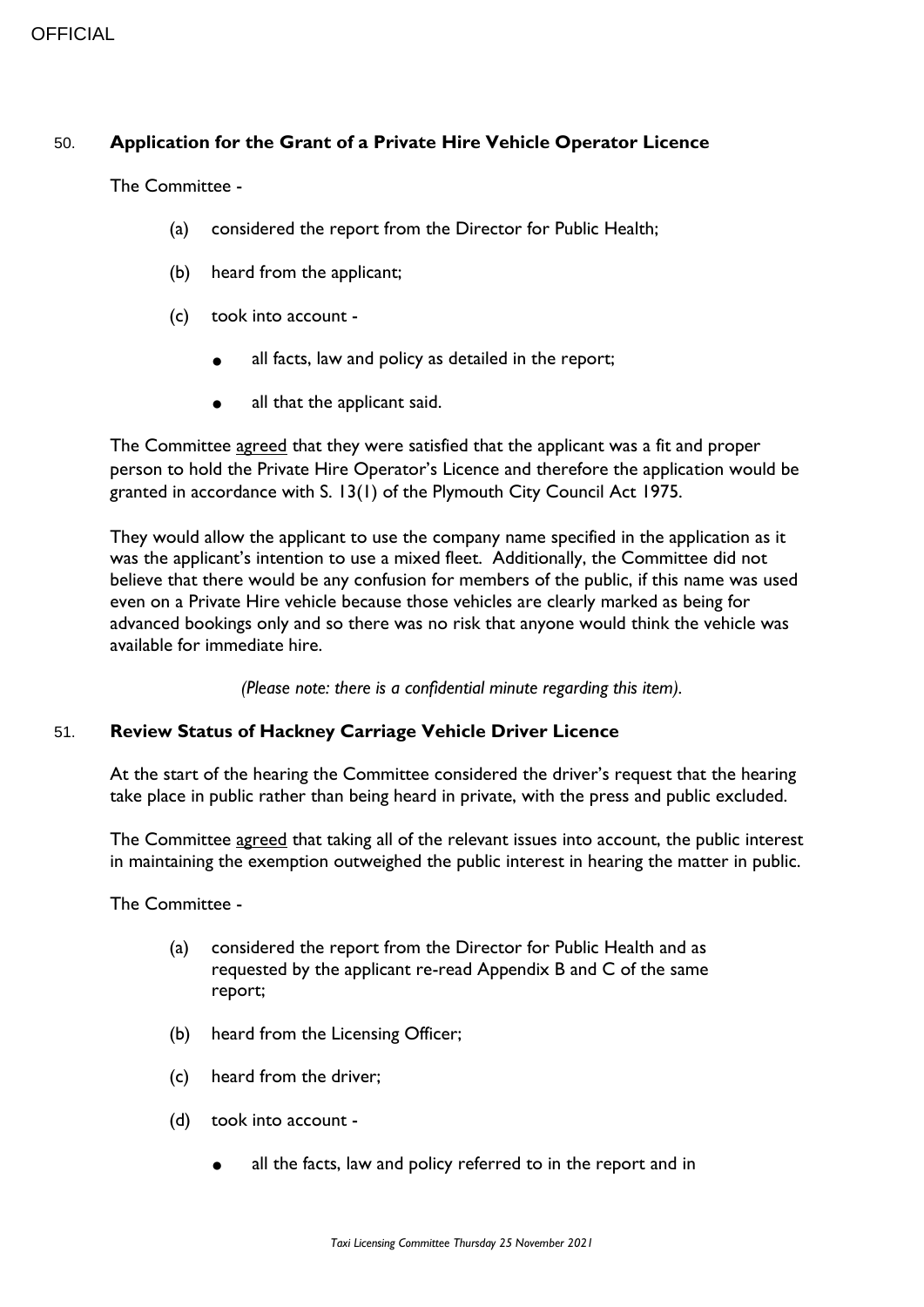## 50. Application for the Grant of a Private Hire Vehicle Operator Licence

The Committee -

(a) considered the report from the Director for Public Health;

(b) heard from the applicant;

(c) took into account -

- all facts, law and policy as detailed in the report;
- all that the applicant said.

The Committee agreed that they were satisfied that the applicant was a fit and proper person to hold the Private Hire Operator's Licence and therefore the application would be granted in accordance with S. 13(1) of the Plymouth City Council Act 1975.

They would allow the applicant to use the company name specified in the application as it was the applicant's intention to use a mixed fleet. Additionally, the Committee did not believe that there would be any confusion for members of the public, if this name was used even on a Private Hire vehicle because those vehicles are clearly marked as being for advanced bookings only and so there was no risk that anyone would think the vehicle was available for immediate hire.

*(Please note: there is a confidential minute regarding this item).*

## 51. Review Status of Hackney Carriage Vehicle Driver Licence

At the start of the hearing the Committee considered the driver's request that the hearing take place in public rather than being heard in private, with the press and public excluded.

The Committee agreed that taking all of the relevant issues into account, the public interest in maintaining the exemption outweighed the public interest in hearing the matter in public.

The Committee -

(a) considered the report from the Director for Public Health and as requested by the applicant re-read Appendix B and C of the same report;

(b) heard from the Licensing Officer;

(c) heard from the driver;

(d) took into account -

- all the facts, law and policy referred to in the report and in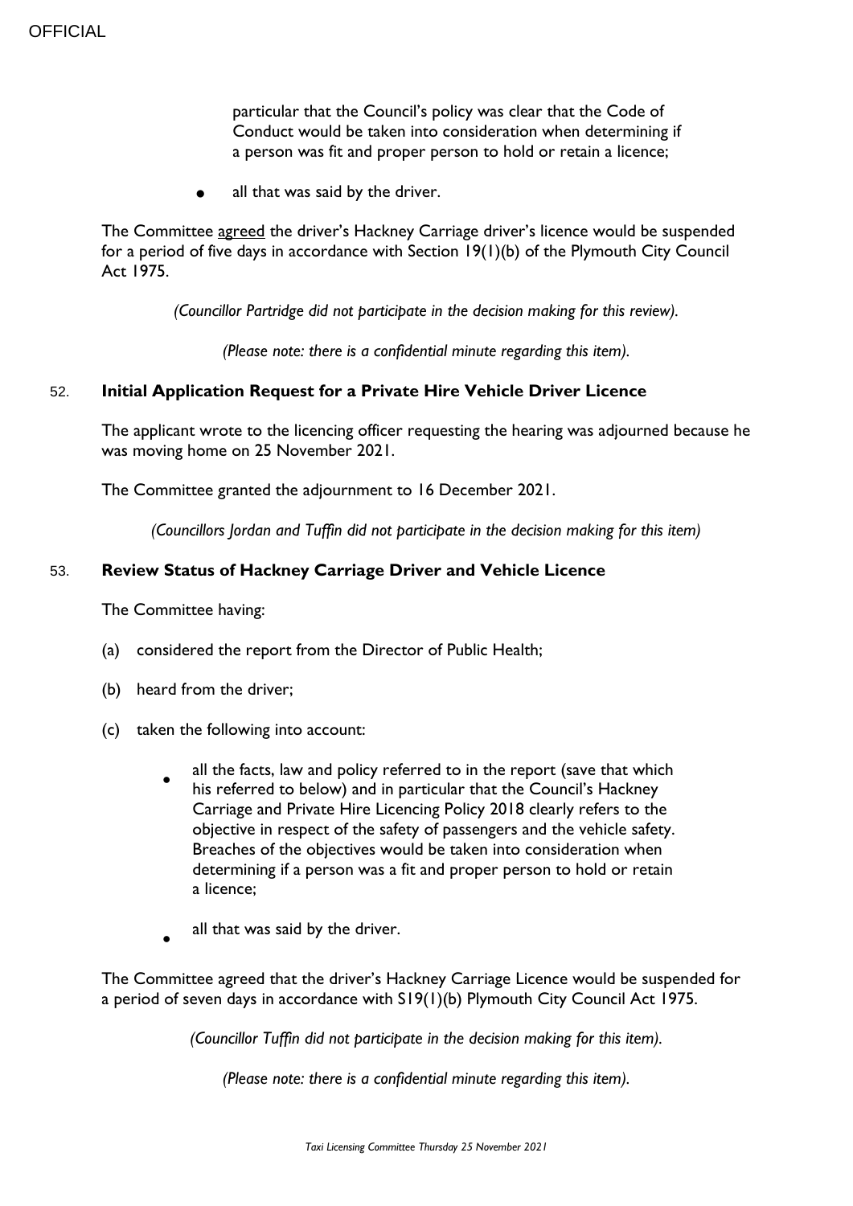particular that the Council's policy was clear that the Code of Conduct would be taken into consideration when determining if a person was fit and proper person to hold or retain a licence;

- all that was said by the driver.

The Committee agreed the driver's Hackney Carriage driver's licence would be suspended for a period of five days in accordance with Section 19(1)(b) of the Plymouth City Council Act 1975.

*(Councillor Partridge did not participate in the decision making for this review).*

*(Please note: there is a confidential minute regarding this item).*

## 52. Initial Application Request for a Private Hire Vehicle Driver Licence

The applicant wrote to the licencing officer requesting the hearing was adjourned because he was moving home on 25 November 2021.

The Committee granted the adjournment to 16 December 2021.

*(Councillors Jordan and Tuffin did not participate in the decision making for this item)*

## 53. Review Status of Hackney Carriage Driver and Vehicle Licence

The Committee having:

(a) considered the report from the Director of Public Health;

(b) heard from the driver;

(c) taken the following into account:

- all the facts, law and policy referred to in the report (save that which his referred to below) and in particular that the Council's Hackney Carriage and Private Hire Licencing Policy 2018 clearly refers to the objective in respect of the safety of passengers and the vehicle safety. Breaches of the objectives would be taken into consideration when determining if a person was a fit and proper person to hold or retain a licence;
- all that was said by the driver.

The Committee agreed that the driver's Hackney Carriage Licence would be suspended for a period of seven days in accordance with S19(1)(b) Plymouth City Council Act 1975.

*(Councillor Tuffin did not participate in the decision making for this item).*

*(Please note: there is a confidential minute regarding this item).*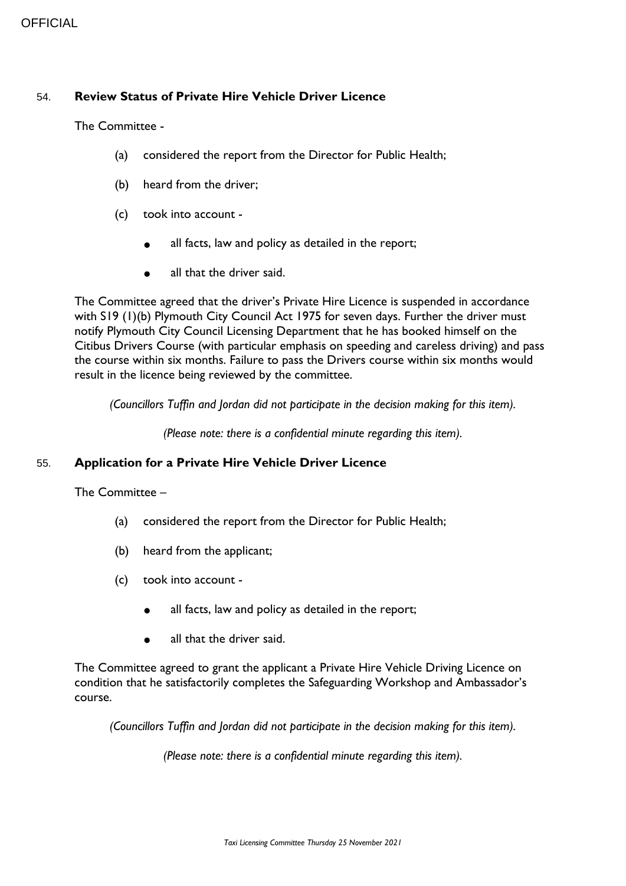## 54. **Review Status of Private Hire Vehicle Driver Licence**

The Committee -

(a) considered the report from the Director for Public Health;

(b) heard from the driver;

(c) took into account -

- all facts, law and policy as detailed in the report;
- all that the driver said.

The Committee agreed that the driver's Private Hire Licence is suspended in accordance with S19 (1)(b) Plymouth City Council Act 1975 for seven days. Further the driver must notify Plymouth City Council Licensing Department that he has booked himself on the Citibus Drivers Course (with particular emphasis on speeding and careless driving) and pass the course within six months. Failure to pass the Drivers course within six months would result in the licence being reviewed by the committee.

*(Councillors Tuffin and Jordan did not participate in the decision making for this item).*

*(Please note: there is a confidential minute regarding this item).*

## 55. **Application for a Private Hire Vehicle Driver Licence**

The Committee –

(a) considered the report from the Director for Public Health;

(b) heard from the applicant;

(c) took into account -

- all facts, law and policy as detailed in the report;
- all that the driver said.

The Committee agreed to grant the applicant a Private Hire Vehicle Driving Licence on condition that he satisfactorily completes the Safeguarding Workshop and Ambassador's course.

*(Councillors Tuffin and Jordan did not participate in the decision making for this item).*

*(Please note: there is a confidential minute regarding this item).*